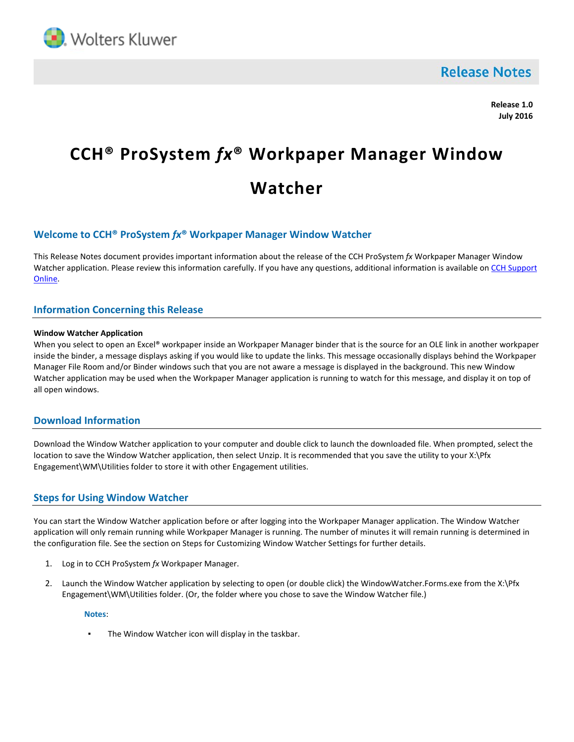Wolters Kluwer

**Release Notes**

**Release 1.0**
**July 2016**

# CCH® ProSystem *fx*® Workpaper Manager Window Watcher

## Welcome to CCH® ProSystem *fx*® Workpaper Manager Window Watcher

This Release Notes document provides important information about the release of the CCH ProSystem *fx* Workpaper Manager Window Watcher application. Please review this information carefully. If you have any questions, additional information is available on [CCH Support Online](CCH Support Online).

## Information Concerning this Release

**Window Watcher Application**

When you select to open an Excel® workpaper inside an Workpaper Manager binder that is the source for an OLE link in another workpaper inside the binder, a message displays asking if you would like to update the links. This message occasionally displays behind the Workpaper Manager File Room and/or Binder windows such that you are not aware a message is displayed in the background. This new Window Watcher application may be used when the Workpaper Manager application is running to watch for this message, and display it on top of all open windows.

## Download Information

Download the Window Watcher application to your computer and double click to launch the downloaded file. When prompted, select the location to save the Window Watcher application, then select Unzip. It is recommended that you save the utility to your X:\Pfx Engagement\WM\Utilities folder to store it with other Engagement utilities.

## Steps for Using Window Watcher

You can start the Window Watcher application before or after logging into the Workpaper Manager application. The Window Watcher application will only remain running while Workpaper Manager is running. The number of minutes it will remain running is determined in the configuration file. See the section on Steps for Customizing Window Watcher Settings for further details.

1. Log in to CCH ProSystem *fx* Workpaper Manager.
2. Launch the Window Watcher application by selecting to open (or double click) the WindowWatcher.Forms.exe from the X:\Pfx Engagement\WM\Utilities folder. (Or, the folder where you chose to save the Window Watcher file.)

   **Notes**:

   - The Window Watcher icon will display in the taskbar.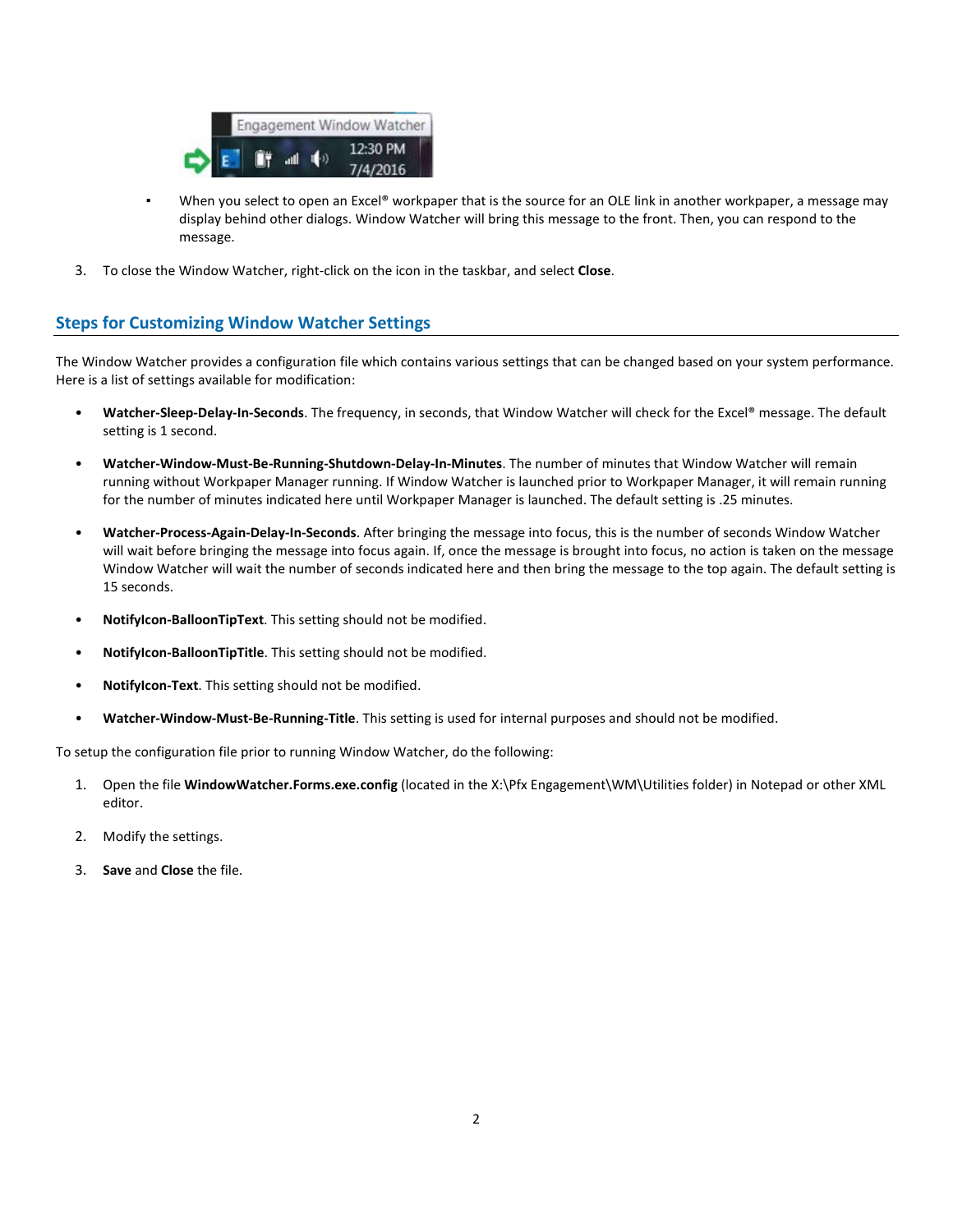- When you select to open an Excel® workpaper that is the source for an OLE link in another workpaper, a message may display behind other dialogs. Window Watcher will bring this message to the front. Then, you can respond to the message.

3. To close the Window Watcher, right-click on the icon in the taskbar, and select **Close**.

## Steps for Customizing Window Watcher Settings

The Window Watcher provides a configuration file which contains various settings that can be changed based on your system performance. Here is a list of settings available for modification:

- **Watcher-Sleep-Delay-In-Seconds**. The frequency, in seconds, that Window Watcher will check for the Excel® message. The default setting is 1 second.
- **Watcher-Window-Must-Be-Running-Shutdown-Delay-In-Minutes**. The number of minutes that Window Watcher will remain running without Workpaper Manager running. If Window Watcher is launched prior to Workpaper Manager, it will remain running for the number of minutes indicated here until Workpaper Manager is launched. The default setting is .25 minutes.
- **Watcher-Process-Again-Delay-In-Seconds**. After bringing the message into focus, this is the number of seconds Window Watcher will wait before bringing the message into focus again. If, once the message is brought into focus, no action is taken on the message Window Watcher will wait the number of seconds indicated here and then bring the message to the top again. The default setting is 15 seconds.
- **NotifyIcon-BalloonTipText**. This setting should not be modified.
- **NotifyIcon-BalloonTipTitle**. This setting should not be modified.
- **NotifyIcon-Text**. This setting should not be modified.
- **Watcher-Window-Must-Be-Running-Title**. This setting is used for internal purposes and should not be modified.

To setup the configuration file prior to running Window Watcher, do the following:

1. Open the file **WindowWatcher.Forms.exe.config** (located in the X:\Pfx Engagement\WM\Utilities folder) in Notepad or other XML editor.
2. Modify the settings.
3. **Save** and **Close** the file.